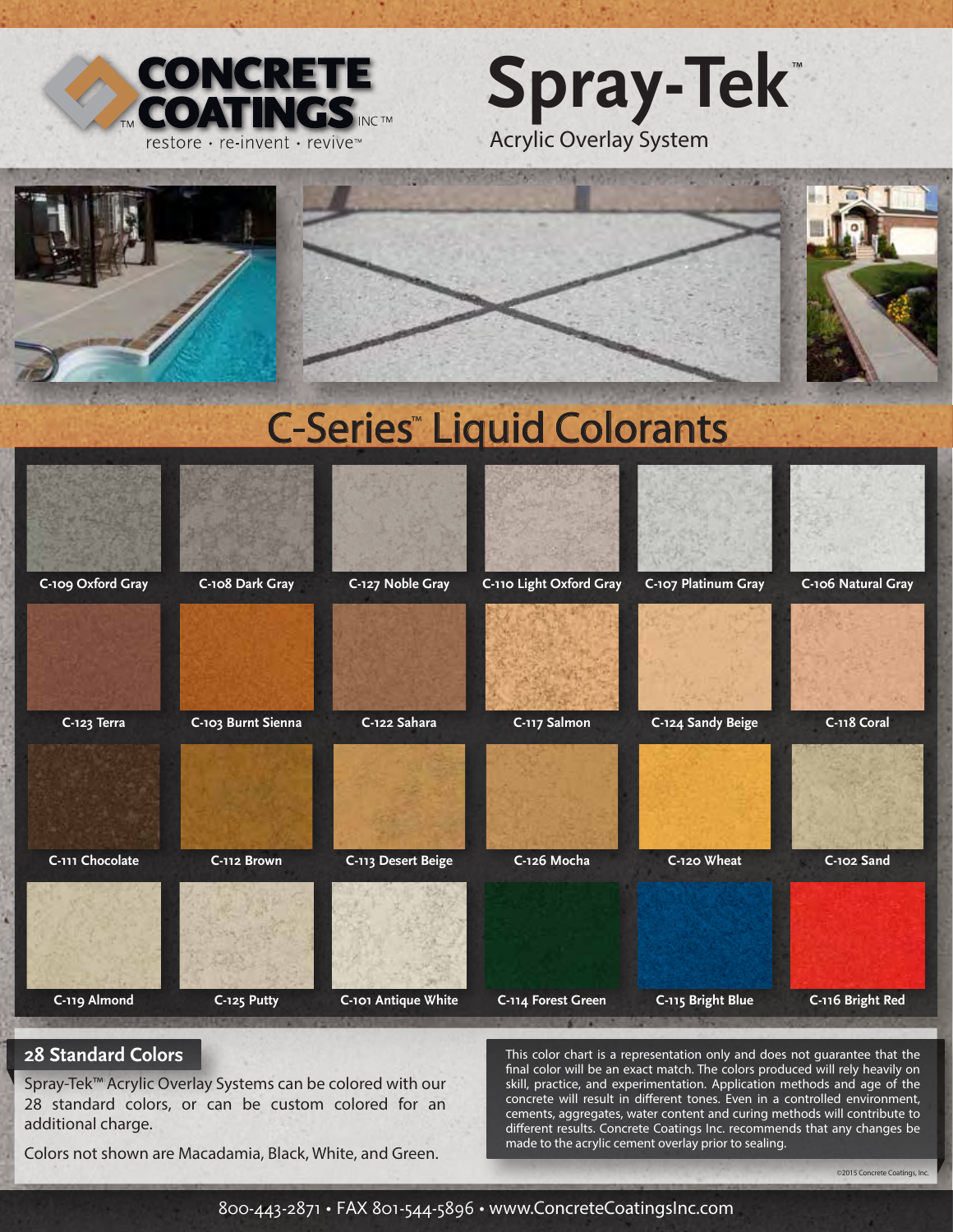# CONCRETE COATINGS INC™

restore · re-invent · revive™

# Spray-Tek™

Acrylic Overlay System

## C-Series™ Liquid Colorants

| | | | | | |
|---|---|---|---|---|---|
| C-109 Oxford Gray | C-108 Dark Gray | C-127 Noble Gray | C-110 Light Oxford Gray | C-107 Platinum Gray | C-106 Natural Gray |
| C-123 Terra | C-103 Burnt Sienna | C-122 Sahara | C-117 Salmon | C-124 Sandy Beige | C-118 Coral |
| C-111 Chocolate | C-112 Brown | C-113 Desert Beige | C-126 Mocha | C-120 Wheat | C-102 Sand |
| C-119 Almond | C-125 Putty | C-101 Antique White | C-114 Forest Green | C-115 Bright Blue | C-116 Bright Red |

### 28 Standard Colors

Spray-Tek™ Acrylic Overlay Systems can be colored with our 28 standard colors, or can be custom colored for an additional charge.

Colors not shown are Macadamia, Black, White, and Green.

This color chart is a representation only and does not guarantee that the final color will be an exact match. The colors produced will rely heavily on skill, practice, and experimentation. Application methods and age of the concrete will result in different tones. Even in a controlled environment, cements, aggregates, water content and curing methods will contribute to different results. Concrete Coatings Inc. recommends that any changes be made to the acrylic cement overlay prior to sealing.

©2015 Concrete Coatings, Inc.

800-443-2871 • FAX 801-544-5896 • www.ConcreteCoatingsInc.com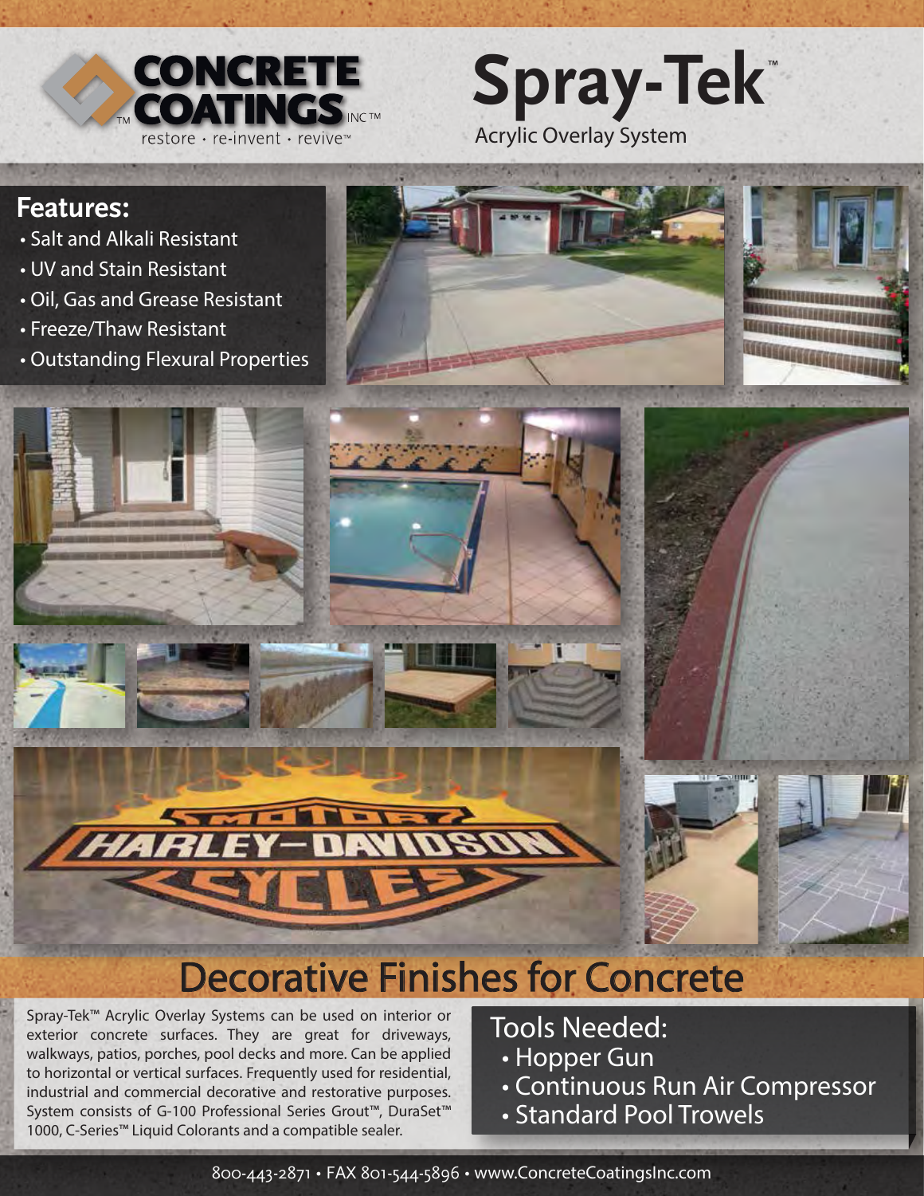# CONCRETE COATINGS INC™

restore · re-invent · revive™

# Spray-Tek™

Acrylic Overlay System

## Features:

- Salt and Alkali Resistant
- UV and Stain Resistant
- Oil, Gas and Grease Resistant
- Freeze/Thaw Resistant
- Outstanding Flexural Properties

## Decorative Finishes for Concrete

Spray-Tek™ Acrylic Overlay Systems can be used on interior or exterior concrete surfaces. They are great for driveways, walkways, patios, porches, pool decks and more. Can be applied to horizontal or vertical surfaces. Frequently used for residential, industrial and commercial decorative and restorative purposes. System consists of G-100 Professional Series Grout™, DuraSet™ 1000, C-Series™ Liquid Colorants and a compatible sealer.

## Tools Needed:

- Hopper Gun
- Continuous Run Air Compressor
- Standard Pool Trowels

800-443-2871 • FAX 801-544-5896 • www.ConcreteCoatingsInc.com